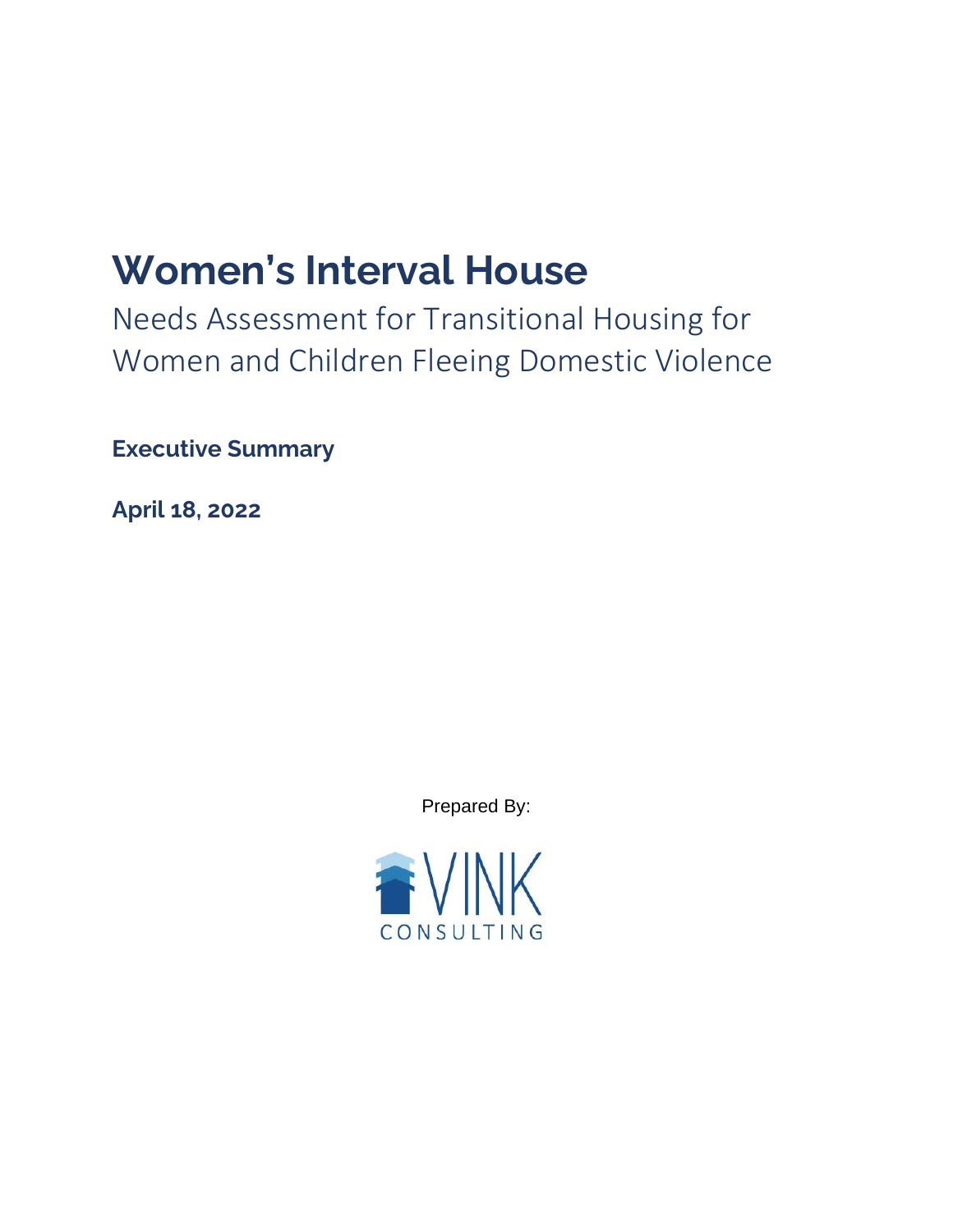# Women's Interval House

Needs Assessment for Transitional Housing for Women and Children Fleeing Domestic Violence

**Executive Summary**

**April 18, 2022**

Prepared By:

VINK CONSULTING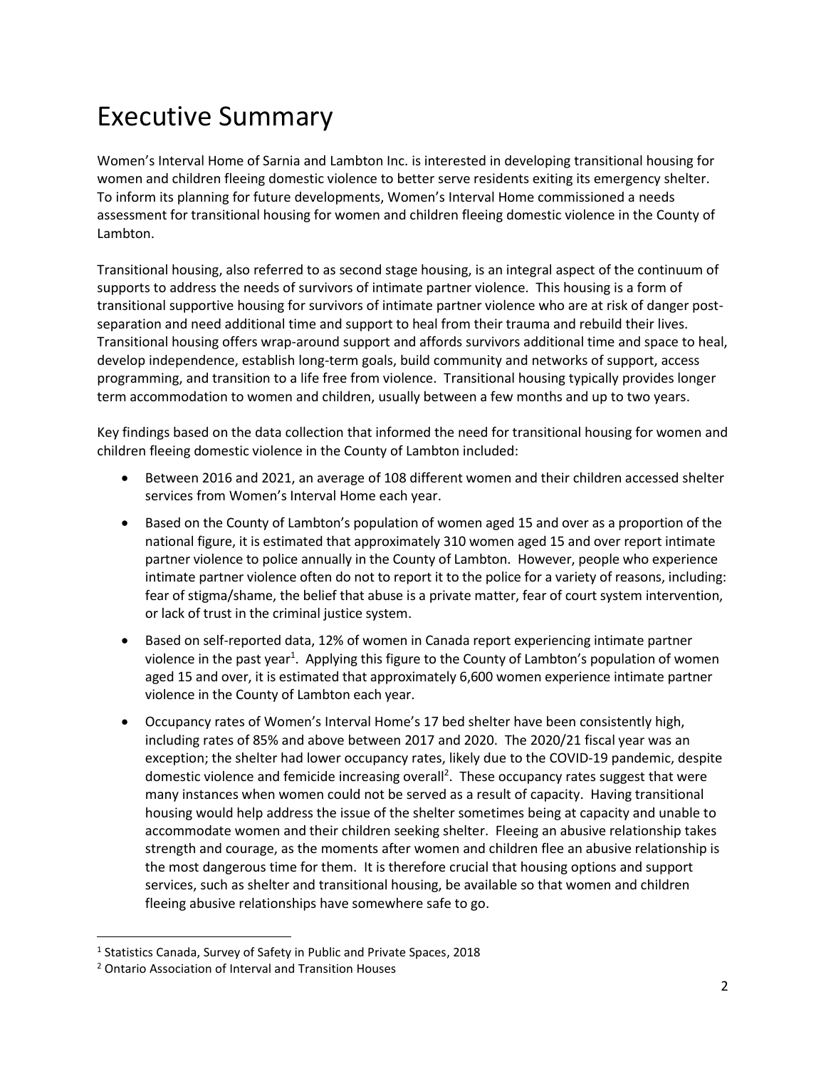# Executive Summary

Women's Interval Home of Sarnia and Lambton Inc. is interested in developing transitional housing for women and children fleeing domestic violence to better serve residents exiting its emergency shelter. To inform its planning for future developments, Women's Interval Home commissioned a needs assessment for transitional housing for women and children fleeing domestic violence in the County of Lambton.

Transitional housing, also referred to as second stage housing, is an integral aspect of the continuum of supports to address the needs of survivors of intimate partner violence. This housing is a form of transitional supportive housing for survivors of intimate partner violence who are at risk of danger post-separation and need additional time and support to heal from their trauma and rebuild their lives. Transitional housing offers wrap-around support and affords survivors additional time and space to heal, develop independence, establish long-term goals, build community and networks of support, access programming, and transition to a life free from violence. Transitional housing typically provides longer term accommodation to women and children, usually between a few months and up to two years.

Key findings based on the data collection that informed the need for transitional housing for women and children fleeing domestic violence in the County of Lambton included:

- Between 2016 and 2021, an average of 108 different women and their children accessed shelter services from Women's Interval Home each year.
- Based on the County of Lambton's population of women aged 15 and over as a proportion of the national figure, it is estimated that approximately 310 women aged 15 and over report intimate partner violence to police annually in the County of Lambton. However, people who experience intimate partner violence often do not to report it to the police for a variety of reasons, including: fear of stigma/shame, the belief that abuse is a private matter, fear of court system intervention, or lack of trust in the criminal justice system.
- Based on self-reported data, 12% of women in Canada report experiencing intimate partner violence in the past year[1]. Applying this figure to the County of Lambton's population of women aged 15 and over, it is estimated that approximately 6,600 women experience intimate partner violence in the County of Lambton each year.
- Occupancy rates of Women's Interval Home's 17 bed shelter have been consistently high, including rates of 85% and above between 2017 and 2020. The 2020/21 fiscal year was an exception; the shelter had lower occupancy rates, likely due to the COVID-19 pandemic, despite domestic violence and femicide increasing overall[2]. These occupancy rates suggest that were many instances when women could not be served as a result of capacity. Having transitional housing would help address the issue of the shelter sometimes being at capacity and unable to accommodate women and their children seeking shelter. Fleeing an abusive relationship takes strength and courage, as the moments after women and children flee an abusive relationship is the most dangerous time for them. It is therefore crucial that housing options and support services, such as shelter and transitional housing, be available so that women and children fleeing abusive relationships have somewhere safe to go.

[1] Statistics Canada, Survey of Safety in Public and Private Spaces, 2018

[2] Ontario Association of Interval and Transition Houses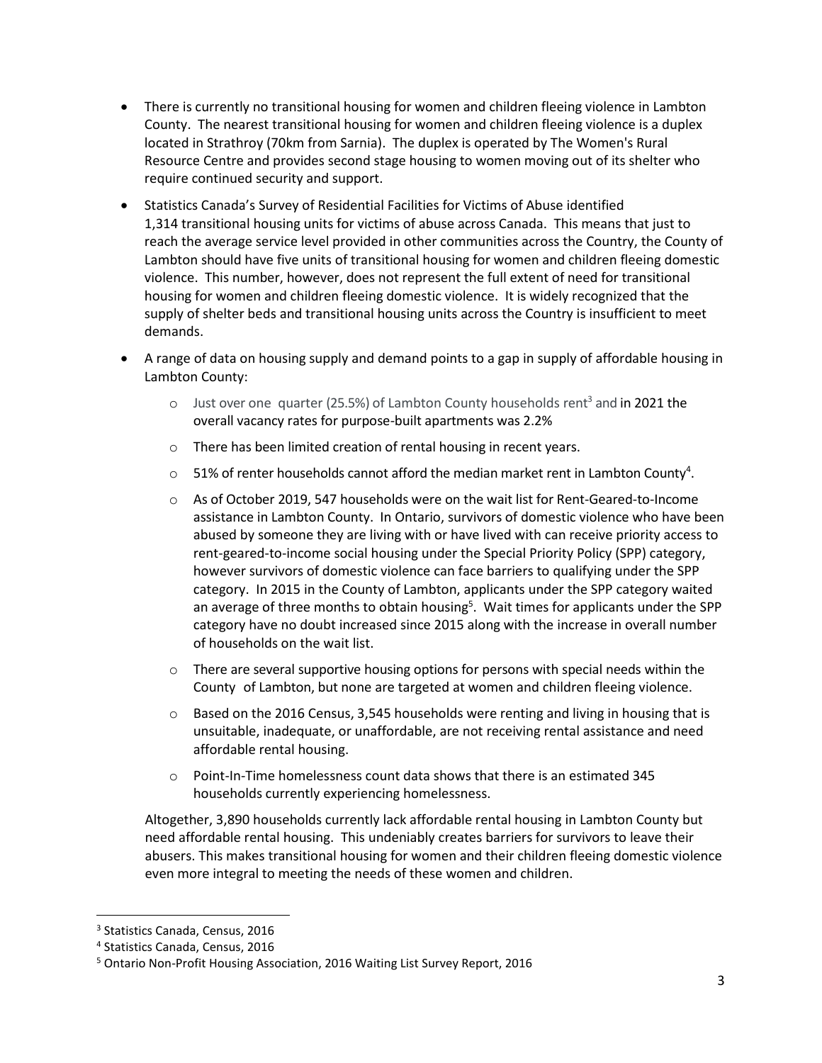- There is currently no transitional housing for women and children fleeing violence in Lambton County. The nearest transitional housing for women and children fleeing violence is a duplex located in Strathroy (70km from Sarnia). The duplex is operated by The Women's Rural Resource Centre and provides second stage housing to women moving out of its shelter who require continued security and support.
- Statistics Canada's Survey of Residential Facilities for Victims of Abuse identified 1,314 transitional housing units for victims of abuse across Canada. This means that just to reach the average service level provided in other communities across the Country, the County of Lambton should have five units of transitional housing for women and children fleeing domestic violence. This number, however, does not represent the full extent of need for transitional housing for women and children fleeing domestic violence. It is widely recognized that the supply of shelter beds and transitional housing units across the Country is insufficient to meet demands.
- A range of data on housing supply and demand points to a gap in supply of affordable housing in Lambton County:
  - Just over one quarter (25.5%) of Lambton County households rent[3] and in 2021 the overall vacancy rates for purpose-built apartments was 2.2%
  - There has been limited creation of rental housing in recent years.
  - 51% of renter households cannot afford the median market rent in Lambton County[4].
  - As of October 2019, 547 households were on the wait list for Rent-Geared-to-Income assistance in Lambton County. In Ontario, survivors of domestic violence who have been abused by someone they are living with or have lived with can receive priority access to rent-geared-to-income social housing under the Special Priority Policy (SPP) category, however survivors of domestic violence can face barriers to qualifying under the SPP category. In 2015 in the County of Lambton, applicants under the SPP category waited an average of three months to obtain housing[5]. Wait times for applicants under the SPP category have no doubt increased since 2015 along with the increase in overall number of households on the wait list.
  - There are several supportive housing options for persons with special needs within the County of Lambton, but none are targeted at women and children fleeing violence.
  - Based on the 2016 Census, 3,545 households were renting and living in housing that is unsuitable, inadequate, or unaffordable, are not receiving rental assistance and need affordable rental housing.
  - Point-In-Time homelessness count data shows that there is an estimated 345 households currently experiencing homelessness.

  Altogether, 3,890 households currently lack affordable rental housing in Lambton County but need affordable rental housing. This undeniably creates barriers for survivors to leave their abusers. This makes transitional housing for women and their children fleeing domestic violence even more integral to meeting the needs of these women and children.

---

[3] Statistics Canada, Census, 2016

[4] Statistics Canada, Census, 2016

[5] Ontario Non-Profit Housing Association, 2016 Waiting List Survey Report, 2016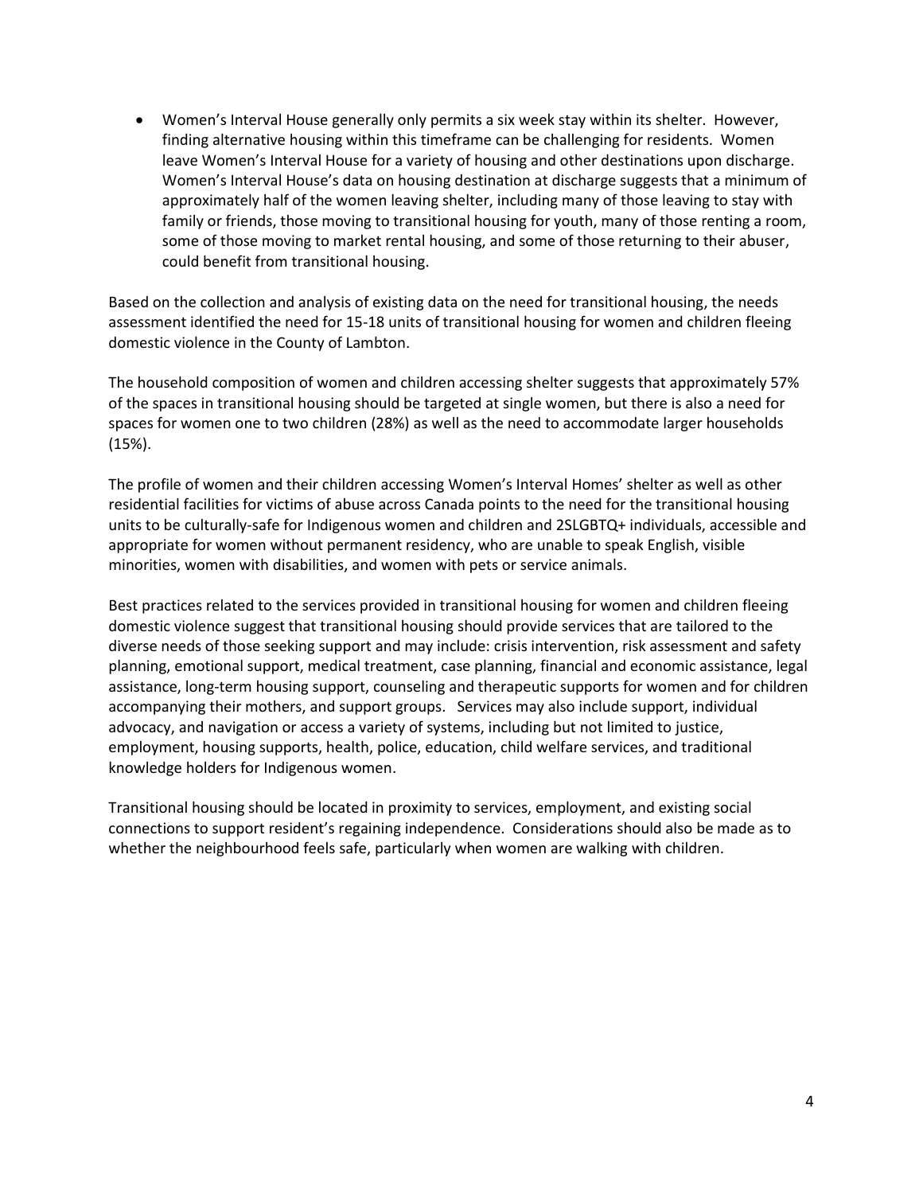- Women's Interval House generally only permits a six week stay within its shelter. However, finding alternative housing within this timeframe can be challenging for residents. Women leave Women's Interval House for a variety of housing and other destinations upon discharge. Women's Interval House's data on housing destination at discharge suggests that a minimum of approximately half of the women leaving shelter, including many of those leaving to stay with family or friends, those moving to transitional housing for youth, many of those renting a room, some of those moving to market rental housing, and some of those returning to their abuser, could benefit from transitional housing.

Based on the collection and analysis of existing data on the need for transitional housing, the needs assessment identified the need for 15-18 units of transitional housing for women and children fleeing domestic violence in the County of Lambton.

The household composition of women and children accessing shelter suggests that approximately 57% of the spaces in transitional housing should be targeted at single women, but there is also a need for spaces for women one to two children (28%) as well as the need to accommodate larger households (15%).

The profile of women and their children accessing Women's Interval Homes' shelter as well as other residential facilities for victims of abuse across Canada points to the need for the transitional housing units to be culturally-safe for Indigenous women and children and 2SLGBTQ+ individuals, accessible and appropriate for women without permanent residency, who are unable to speak English, visible minorities, women with disabilities, and women with pets or service animals.

Best practices related to the services provided in transitional housing for women and children fleeing domestic violence suggest that transitional housing should provide services that are tailored to the diverse needs of those seeking support and may include: crisis intervention, risk assessment and safety planning, emotional support, medical treatment, case planning, financial and economic assistance, legal assistance, long-term housing support, counseling and therapeutic supports for women and for children accompanying their mothers, and support groups. Services may also include support, individual advocacy, and navigation or access a variety of systems, including but not limited to justice, employment, housing supports, health, police, education, child welfare services, and traditional knowledge holders for Indigenous women.

Transitional housing should be located in proximity to services, employment, and existing social connections to support resident's regaining independence. Considerations should also be made as to whether the neighbourhood feels safe, particularly when women are walking with children.